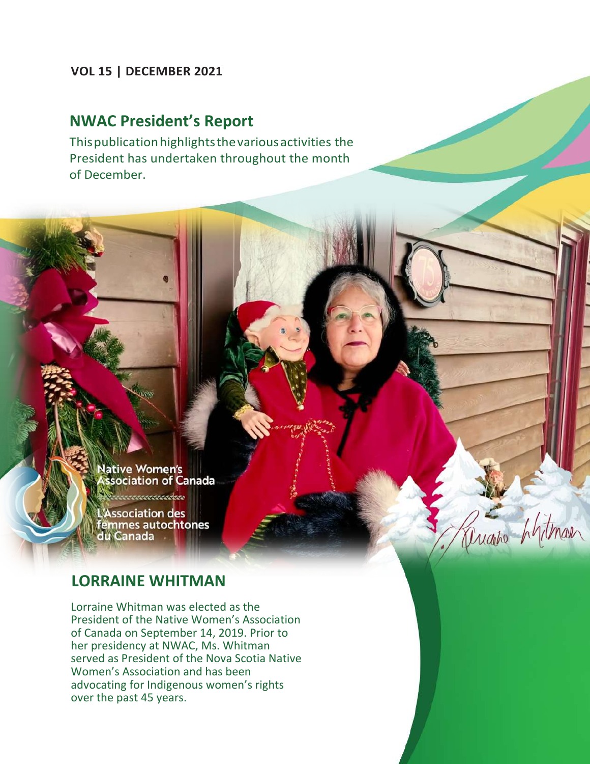**VOL 15 | DECEMBER 2021**

## NWAC President's Report

This publication highlights the various activities the President has undertaken throughout the month of December.

Native Women's Association of Canada

L'Association des femmes autochtones du Canada

## LORRAINE WHITMAN

Lorraine Whitman was elected as the President of the Native Women's Association of Canada on September 14, 2019. Prior to her presidency at NWAC, Ms. Whitman served as President of the Nova Scotia Native Women's Association and has been advocating for Indigenous women's rights over the past 45 years.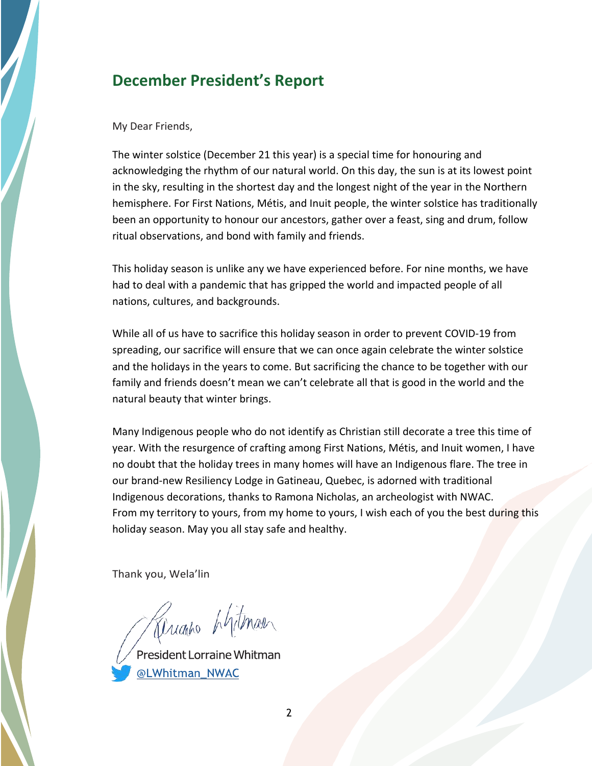## December President's Report

My Dear Friends,

The winter solstice (December 21 this year) is a special time for honouring and acknowledging the rhythm of our natural world. On this day, the sun is at its lowest point in the sky, resulting in the shortest day and the longest night of the year in the Northern hemisphere. For First Nations, Métis, and Inuit people, the winter solstice has traditionally been an opportunity to honour our ancestors, gather over a feast, sing and drum, follow ritual observations, and bond with family and friends.

This holiday season is unlike any we have experienced before. For nine months, we have had to deal with a pandemic that has gripped the world and impacted people of all nations, cultures, and backgrounds.

While all of us have to sacrifice this holiday season in order to prevent COVID-19 from spreading, our sacrifice will ensure that we can once again celebrate the winter solstice and the holidays in the years to come. But sacrificing the chance to be together with our family and friends doesn't mean we can't celebrate all that is good in the world and the natural beauty that winter brings.

Many Indigenous people who do not identify as Christian still decorate a tree this time of year. With the resurgence of crafting among First Nations, Métis, and Inuit women, I have no doubt that the holiday trees in many homes will have an Indigenous flare. The tree in our brand-new Resiliency Lodge in Gatineau, Quebec, is adorned with traditional Indigenous decorations, thanks to Ramona Nicholas, an archeologist with NWAC.
From my territory to yours, from my home to yours, I wish each of you the best during this holiday season. May you all stay safe and healthy.

Thank you, Wela'lin

President Lorraine Whitman
@LWhitman_NWAC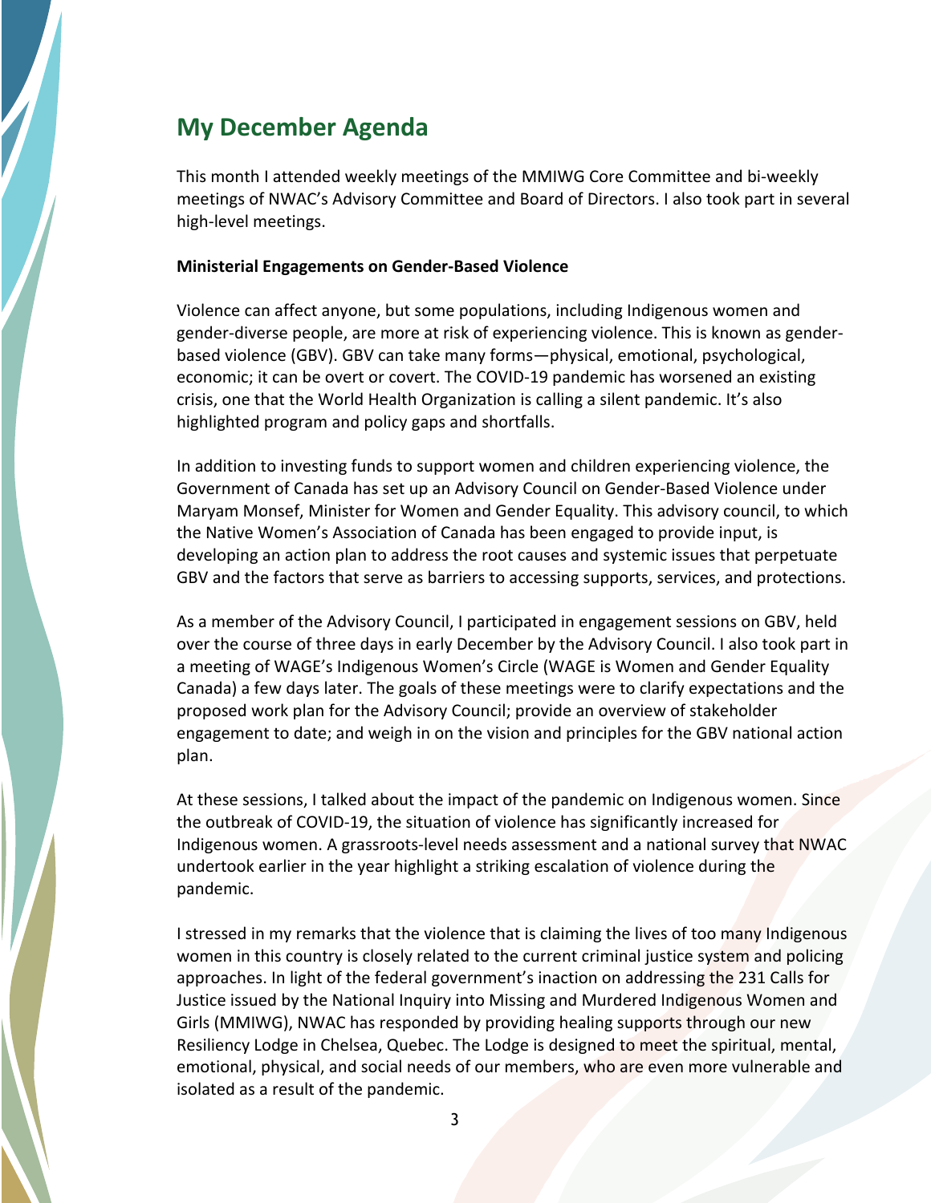## My December Agenda

This month I attended weekly meetings of the MMIWG Core Committee and bi-weekly meetings of NWAC's Advisory Committee and Board of Directors. I also took part in several high-level meetings.

**Ministerial Engagements on Gender-Based Violence**

Violence can affect anyone, but some populations, including Indigenous women and gender-diverse people, are more at risk of experiencing violence. This is known as gender-based violence (GBV). GBV can take many forms—physical, emotional, psychological, economic; it can be overt or covert. The COVID-19 pandemic has worsened an existing crisis, one that the World Health Organization is calling a silent pandemic. It's also highlighted program and policy gaps and shortfalls.

In addition to investing funds to support women and children experiencing violence, the Government of Canada has set up an Advisory Council on Gender-Based Violence under Maryam Monsef, Minister for Women and Gender Equality. This advisory council, to which the Native Women's Association of Canada has been engaged to provide input, is developing an action plan to address the root causes and systemic issues that perpetuate GBV and the factors that serve as barriers to accessing supports, services, and protections.

As a member of the Advisory Council, I participated in engagement sessions on GBV, held over the course of three days in early December by the Advisory Council. I also took part in a meeting of WAGE's Indigenous Women's Circle (WAGE is Women and Gender Equality Canada) a few days later. The goals of these meetings were to clarify expectations and the proposed work plan for the Advisory Council; provide an overview of stakeholder engagement to date; and weigh in on the vision and principles for the GBV national action plan.

At these sessions, I talked about the impact of the pandemic on Indigenous women. Since the outbreak of COVID-19, the situation of violence has significantly increased for Indigenous women. A grassroots-level needs assessment and a national survey that NWAC undertook earlier in the year highlight a striking escalation of violence during the pandemic.

I stressed in my remarks that the violence that is claiming the lives of too many Indigenous women in this country is closely related to the current criminal justice system and policing approaches. In light of the federal government's inaction on addressing the 231 Calls for Justice issued by the National Inquiry into Missing and Murdered Indigenous Women and Girls (MMIWG), NWAC has responded by providing healing supports through our new Resiliency Lodge in Chelsea, Quebec. The Lodge is designed to meet the spiritual, mental, emotional, physical, and social needs of our members, who are even more vulnerable and isolated as a result of the pandemic.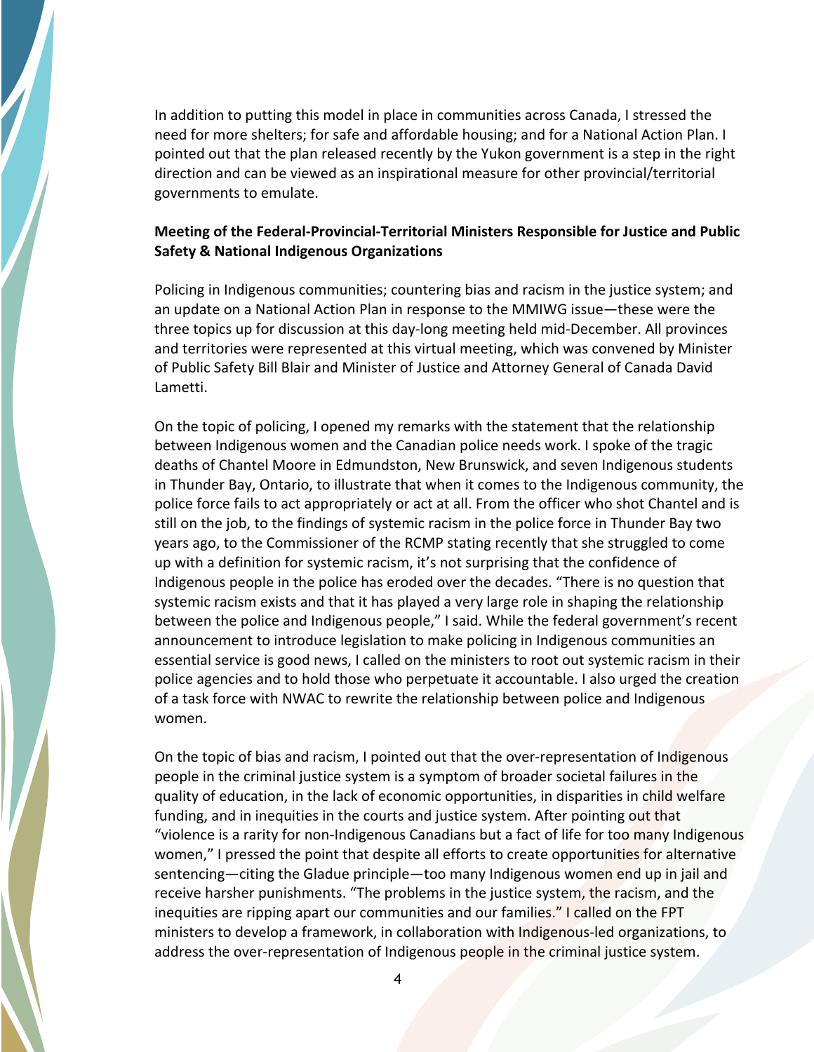In addition to putting this model in place in communities across Canada, I stressed the need for more shelters; for safe and affordable housing; and for a National Action Plan. I pointed out that the plan released recently by the Yukon government is a step in the right direction and can be viewed as an inspirational measure for other provincial/territorial governments to emulate.

**Meeting of the Federal-Provincial-Territorial Ministers Responsible for Justice and Public Safety & National Indigenous Organizations**

Policing in Indigenous communities; countering bias and racism in the justice system; and an update on a National Action Plan in response to the MMIWG issue—these were the three topics up for discussion at this day-long meeting held mid-December. All provinces and territories were represented at this virtual meeting, which was convened by Minister of Public Safety Bill Blair and Minister of Justice and Attorney General of Canada David Lametti.

On the topic of policing, I opened my remarks with the statement that the relationship between Indigenous women and the Canadian police needs work. I spoke of the tragic deaths of Chantel Moore in Edmundston, New Brunswick, and seven Indigenous students in Thunder Bay, Ontario, to illustrate that when it comes to the Indigenous community, the police force fails to act appropriately or act at all. From the officer who shot Chantel and is still on the job, to the findings of systemic racism in the police force in Thunder Bay two years ago, to the Commissioner of the RCMP stating recently that she struggled to come up with a definition for systemic racism, it's not surprising that the confidence of Indigenous people in the police has eroded over the decades. "There is no question that systemic racism exists and that it has played a very large role in shaping the relationship between the police and Indigenous people," I said. While the federal government's recent announcement to introduce legislation to make policing in Indigenous communities an essential service is good news, I called on the ministers to root out systemic racism in their police agencies and to hold those who perpetuate it accountable. I also urged the creation of a task force with NWAC to rewrite the relationship between police and Indigenous women.

On the topic of bias and racism, I pointed out that the over-representation of Indigenous people in the criminal justice system is a symptom of broader societal failures in the quality of education, in the lack of economic opportunities, in disparities in child welfare funding, and in inequities in the courts and justice system. After pointing out that "violence is a rarity for non-Indigenous Canadians but a fact of life for too many Indigenous women," I pressed the point that despite all efforts to create opportunities for alternative sentencing—citing the Gladue principle—too many Indigenous women end up in jail and receive harsher punishments. "The problems in the justice system, the racism, and the inequities are ripping apart our communities and our families." I called on the FPT ministers to develop a framework, in collaboration with Indigenous-led organizations, to address the over-representation of Indigenous people in the criminal justice system.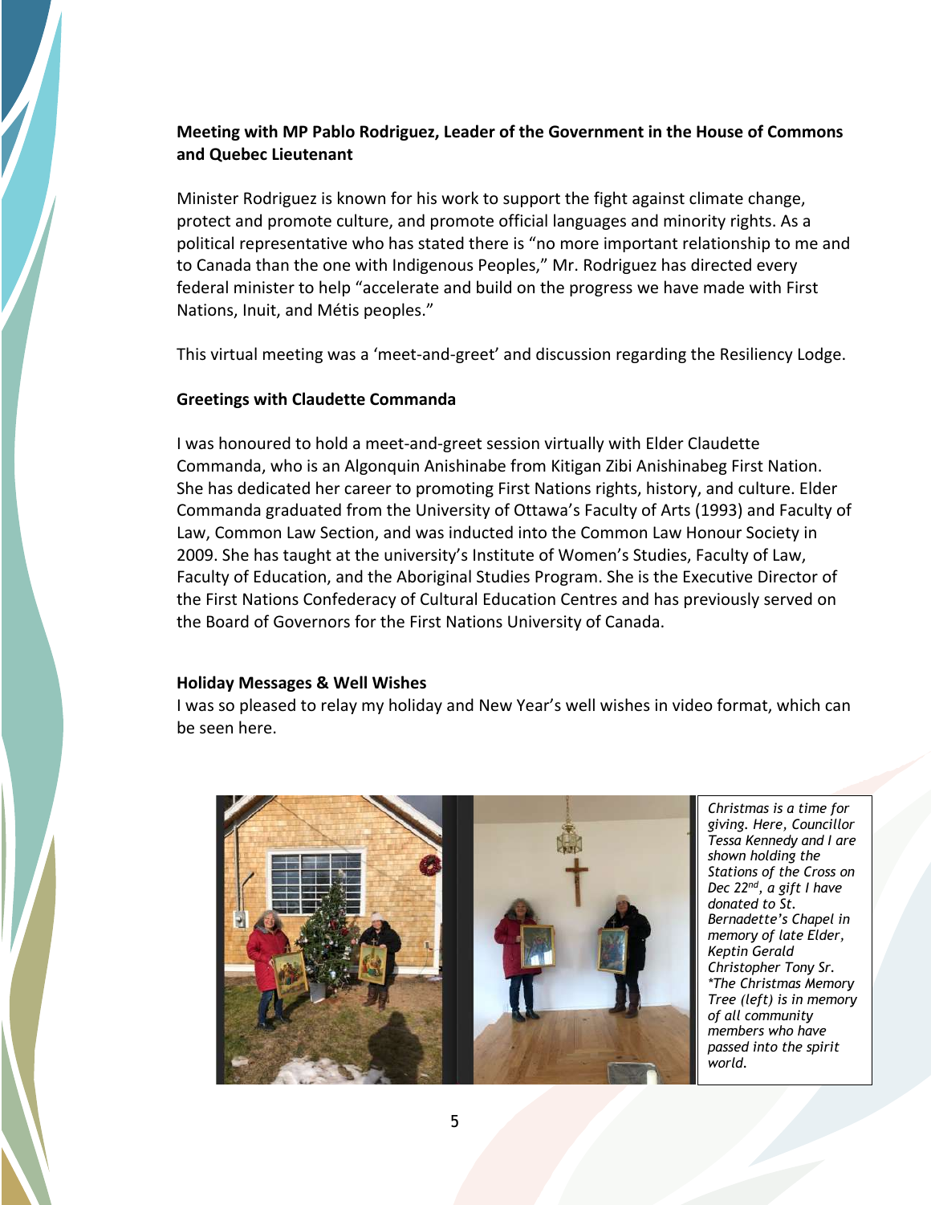**Meeting with MP Pablo Rodriguez, Leader of the Government in the House of Commons and Quebec Lieutenant**

Minister Rodriguez is known for his work to support the fight against climate change, protect and promote culture, and promote official languages and minority rights. As a political representative who has stated there is "no more important relationship to me and to Canada than the one with Indigenous Peoples," Mr. Rodriguez has directed every federal minister to help "accelerate and build on the progress we have made with First Nations, Inuit, and Métis peoples."

This virtual meeting was a 'meet-and-greet' and discussion regarding the Resiliency Lodge.

**Greetings with Claudette Commanda**

I was honoured to hold a meet-and-greet session virtually with Elder Claudette Commanda, who is an Algonquin Anishinabe from Kitigan Zibi Anishinabeg First Nation. She has dedicated her career to promoting First Nations rights, history, and culture. Elder Commanda graduated from the University of Ottawa's Faculty of Arts (1993) and Faculty of Law, Common Law Section, and was inducted into the Common Law Honour Society in 2009. She has taught at the university's Institute of Women's Studies, Faculty of Law, Faculty of Education, and the Aboriginal Studies Program. She is the Executive Director of the First Nations Confederacy of Cultural Education Centres and has previously served on the Board of Governors for the First Nations University of Canada.

**Holiday Messages & Well Wishes**

I was so pleased to relay my holiday and New Year's well wishes in video format, which can be seen here.

*Christmas is a time for giving. Here, Councillor Tessa Kennedy and I are shown holding the Stations of the Cross on Dec 22nd, a gift I have donated to St. Bernadette's Chapel in memory of late Elder, Keptin Gerald Christopher Tony Sr. *The Christmas Memory Tree (left) is in memory of all community members who have passed into the spirit world.*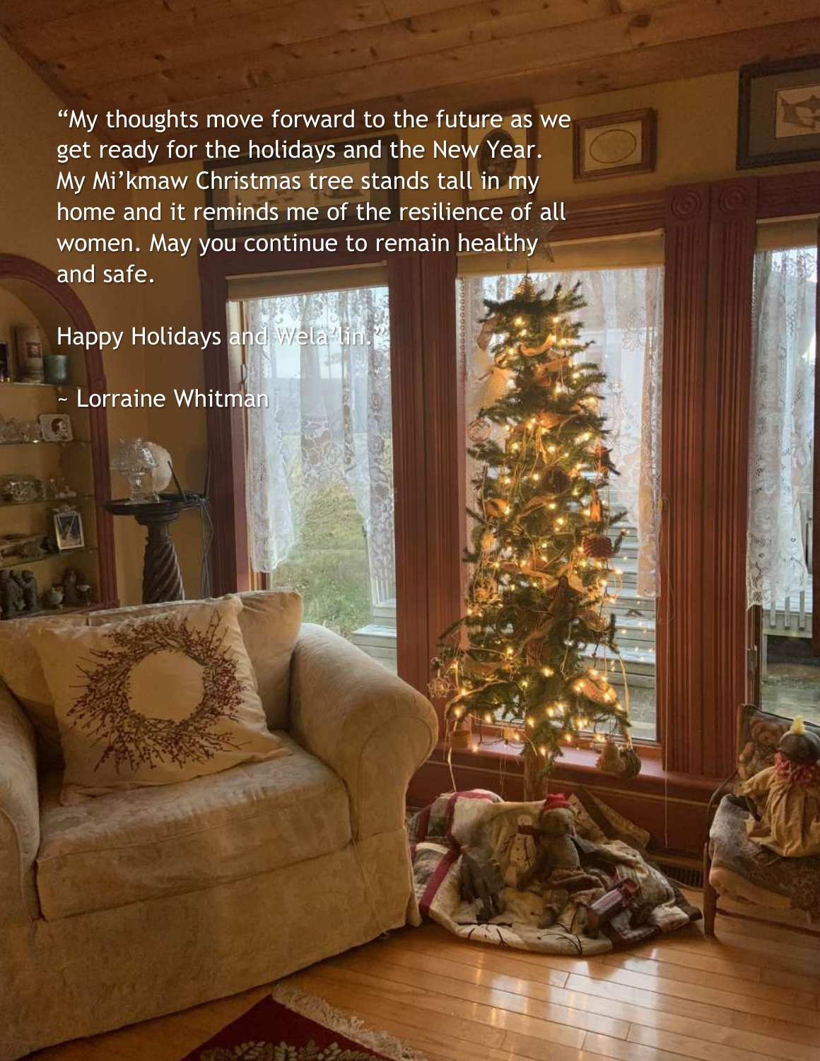"My thoughts move forward to the future as we get ready for the holidays and the New Year. My Mi'kmaw Christmas tree stands tall in my home and it reminds me of the resilience of all women. May you continue to remain healthy and safe.

Happy Holidays and Wela'lin."

~ Lorraine Whitman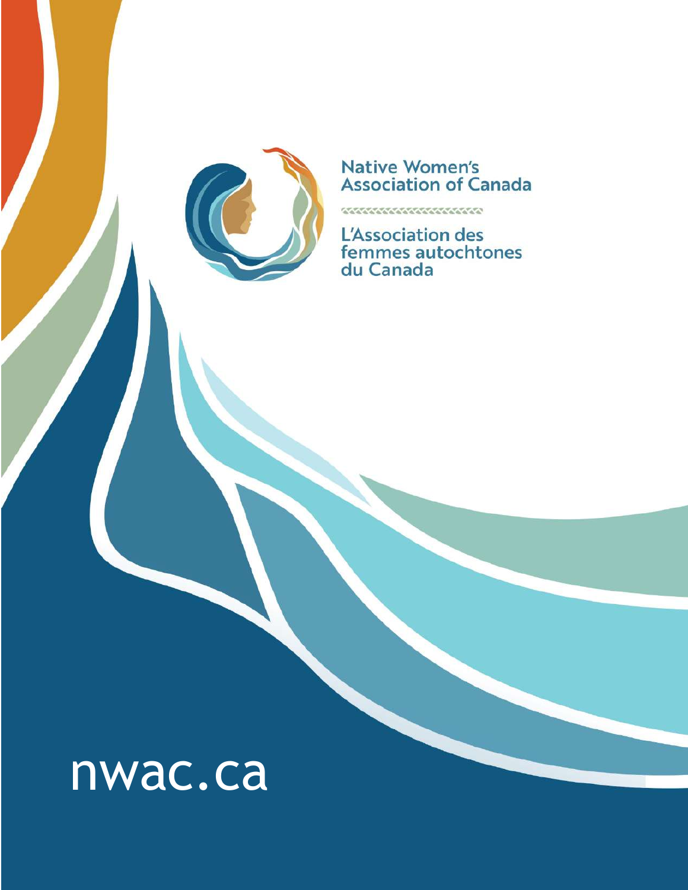Native Women's Association of Canada

L'Association des femmes autochtones du Canada

nwac.ca